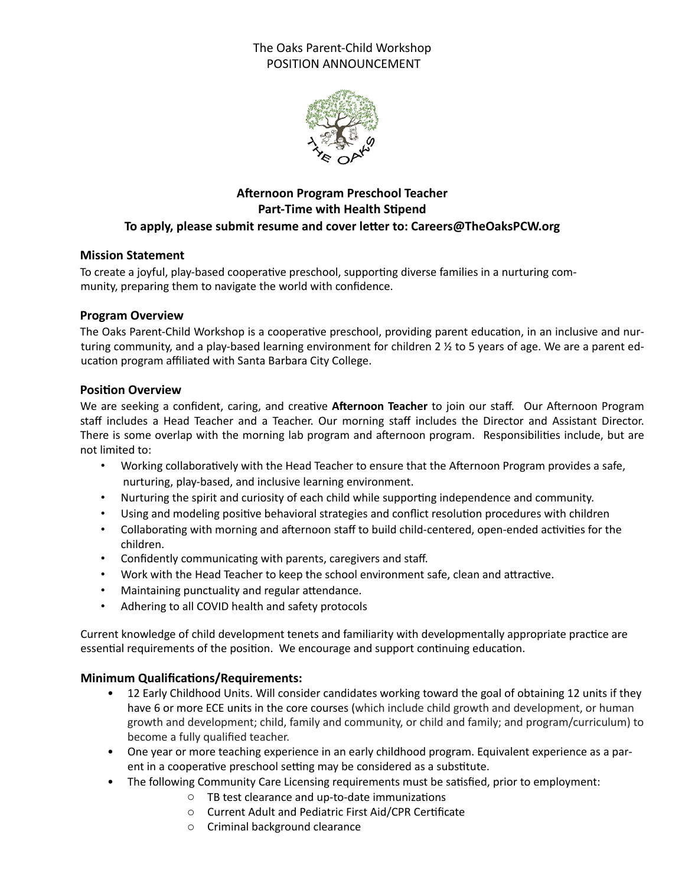The Oaks Parent-Child Workshop
POSITION ANNOUNCEMENT

**Afternoon Program Preschool Teacher**
**Part-Time with Health Stipend**
**To apply, please submit resume and cover letter to: Careers@TheOaksPCW.org**

### Mission Statement

To create a joyful, play-based cooperative preschool, supporting diverse families in a nurturing community, preparing them to navigate the world with confidence.

### Program Overview

The Oaks Parent-Child Workshop is a cooperative preschool, providing parent education, in an inclusive and nurturing community, and a play-based learning environment for children 2 ½ to 5 years of age. We are a parent education program affiliated with Santa Barbara City College.

### Position Overview

We are seeking a confident, caring, and creative **Afternoon Teacher** to join our staff. Our Afternoon Program staff includes a Head Teacher and a Teacher. Our morning staff includes the Director and Assistant Director. There is some overlap with the morning lab program and afternoon program. Responsibilities include, but are not limited to:

- Working collaboratively with the Head Teacher to ensure that the Afternoon Program provides a safe, nurturing, play-based, and inclusive learning environment.
- Nurturing the spirit and curiosity of each child while supporting independence and community.
- Using and modeling positive behavioral strategies and conflict resolution procedures with children
- Collaborating with morning and afternoon staff to build child-centered, open-ended activities for the children.
- Confidently communicating with parents, caregivers and staff.
- Work with the Head Teacher to keep the school environment safe, clean and attractive.
- Maintaining punctuality and regular attendance.
- Adhering to all COVID health and safety protocols

Current knowledge of child development tenets and familiarity with developmentally appropriate practice are essential requirements of the position. We encourage and support continuing education.

### Minimum Qualifications/Requirements:

- 12 Early Childhood Units. Will consider candidates working toward the goal of obtaining 12 units if they have 6 or more ECE units in the core courses (which include child growth and development, or human growth and development; child, family and community, or child and family; and program/curriculum) to become a fully qualified teacher.
- One year or more teaching experience in an early childhood program. Equivalent experience as a parent in a cooperative preschool setting may be considered as a substitute.
- The following Community Care Licensing requirements must be satisfied, prior to employment:
  - TB test clearance and up-to-date immunizations
  - Current Adult and Pediatric First Aid/CPR Certificate
  - Criminal background clearance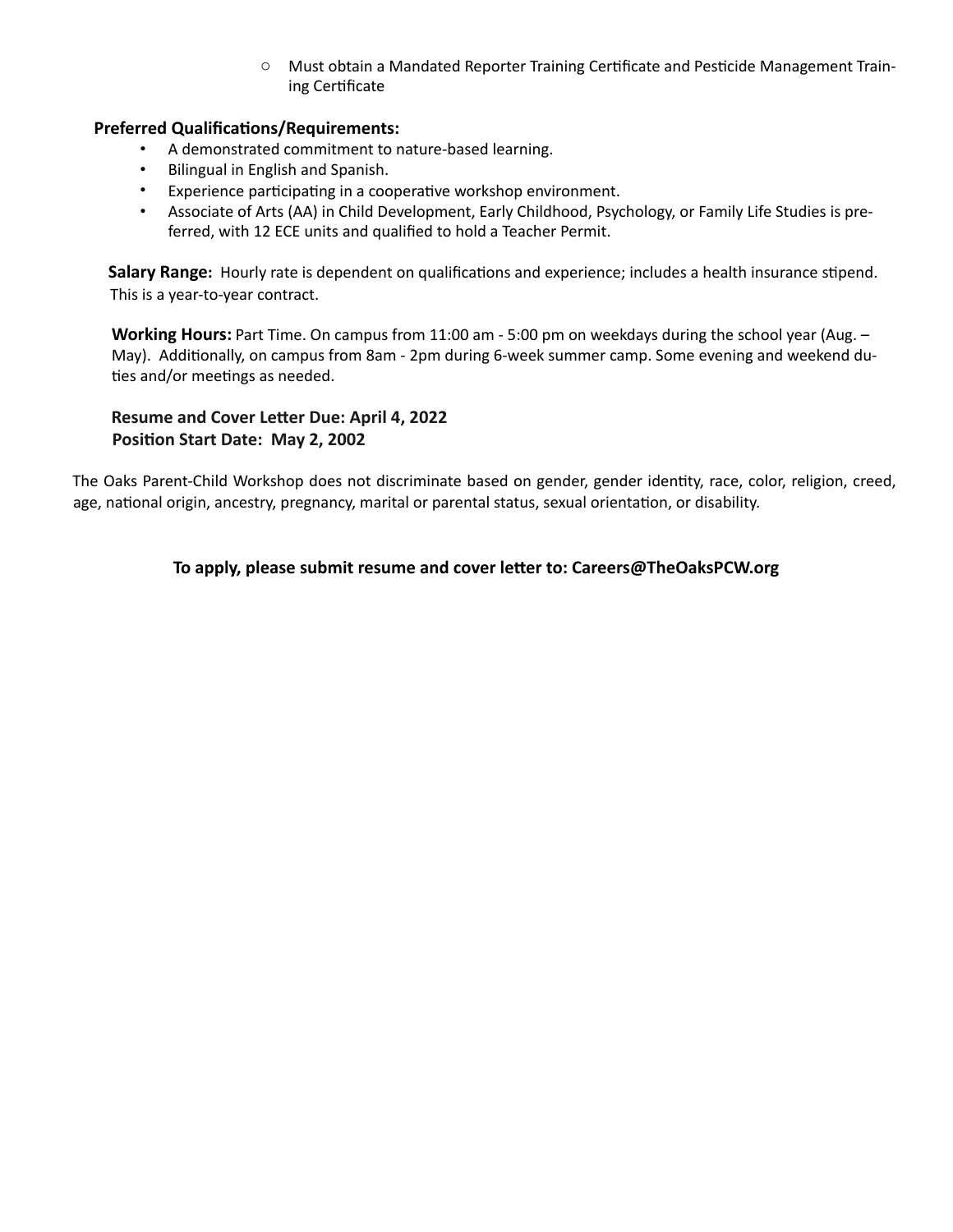- Must obtain a Mandated Reporter Training Certificate and Pesticide Management Training Certificate

**Preferred Qualifications/Requirements:**

- A demonstrated commitment to nature-based learning.
- Bilingual in English and Spanish.
- Experience participating in a cooperative workshop environment.
- Associate of Arts (AA) in Child Development, Early Childhood, Psychology, or Family Life Studies is preferred, with 12 ECE units and qualified to hold a Teacher Permit.

**Salary Range:** Hourly rate is dependent on qualifications and experience; includes a health insurance stipend. This is a year-to-year contract.

**Working Hours:** Part Time. On campus from 11:00 am - 5:00 pm on weekdays during the school year (Aug. – May). Additionally, on campus from 8am - 2pm during 6-week summer camp. Some evening and weekend duties and/or meetings as needed.

**Resume and Cover Letter Due: April 4, 2022**
**Position Start Date: May 2, 2002**

The Oaks Parent-Child Workshop does not discriminate based on gender, gender identity, race, color, religion, creed, age, national origin, ancestry, pregnancy, marital or parental status, sexual orientation, or disability.

**To apply, please submit resume and cover letter to: Careers@TheOaksPCW.org**